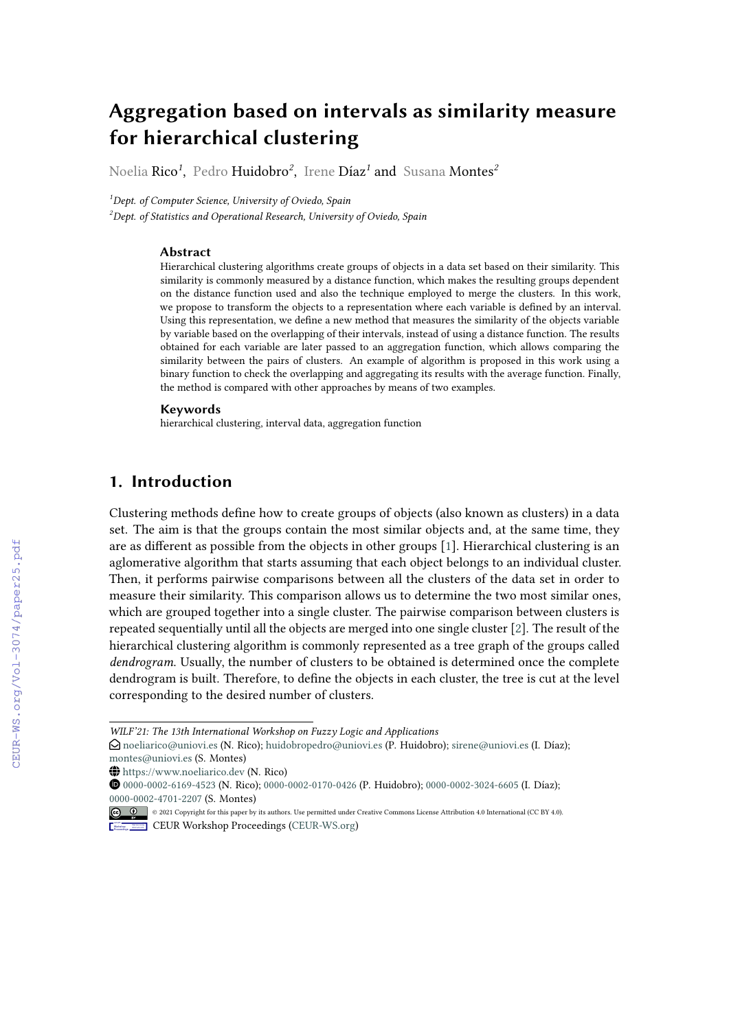# Aggregation based on intervals as similarity measure for hierarchical clustering

Noelia Rico[1], Pedro Huidobro[2], Irene Díaz[1] and Susana Montes[2]

[1]Dept. of Computer Science, University of Oviedo, Spain
[2]Dept. of Statistics and Operational Research, University of Oviedo, Spain

## Abstract

Hierarchical clustering algorithms create groups of objects in a data set based on their similarity. This similarity is commonly measured by a distance function, which makes the resulting groups dependent on the distance function used and also the technique employed to merge the clusters. In this work, we propose to transform the objects to a representation where each variable is defined by an interval. Using this representation, we define a new method that measures the similarity of the objects variable by variable based on the overlapping of their intervals, instead of using a distance function. The results obtained for each variable are later passed to an aggregation function, which allows comparing the similarity between the pairs of clusters. An example of algorithm is proposed in this work using a binary function to check the overlapping and aggregating its results with the average function. Finally, the method is compared with other approaches by means of two examples.

## Keywords

hierarchical clustering, interval data, aggregation function

## 1. Introduction

Clustering methods define how to create groups of objects (also known as clusters) in a data set. The aim is that the groups contain the most similar objects and, at the same time, they are as different as possible from the objects in other groups [1]. Hierarchical clustering is an aglomerative algorithm that starts assuming that each object belongs to an individual cluster. Then, it performs pairwise comparisons between all the clusters of the data set in order to measure their similarity. This comparison allows us to determine the two most similar ones, which are grouped together into a single cluster. The pairwise comparison between clusters is repeated sequentially until all the objects are merged into one single cluster [2]. The result of the hierarchical clustering algorithm is commonly represented as a tree graph of the groups called *dendrogram*. Usually, the number of clusters to be obtained is determined once the complete dendrogram is built. Therefore, to define the objects in each cluster, the tree is cut at the level corresponding to the desired number of clusters.

---

*WILF'21: The 13th International Workshop on Fuzzy Logic and Applications*
noeliarico@uniovi.es (N. Rico); huidobropedro@uniovi.es (P. Huidobro); sirene@uniovi.es (I. Díaz); montes@uniovi.es (S. Montes)
https://www.noeliarico.dev (N. Rico)
0000-0002-6169-4523 (N. Rico); 0000-0002-0170-0426 (P. Huidobro); 0000-0002-3024-6605 (I. Díaz); 0000-0002-4701-2207 (S. Montes)
© 2021 Copyright for this paper by its authors. Use permitted under Creative Commons License Attribution 4.0 International (CC BY 4.0).
CEUR Workshop Proceedings (CEUR-WS.org)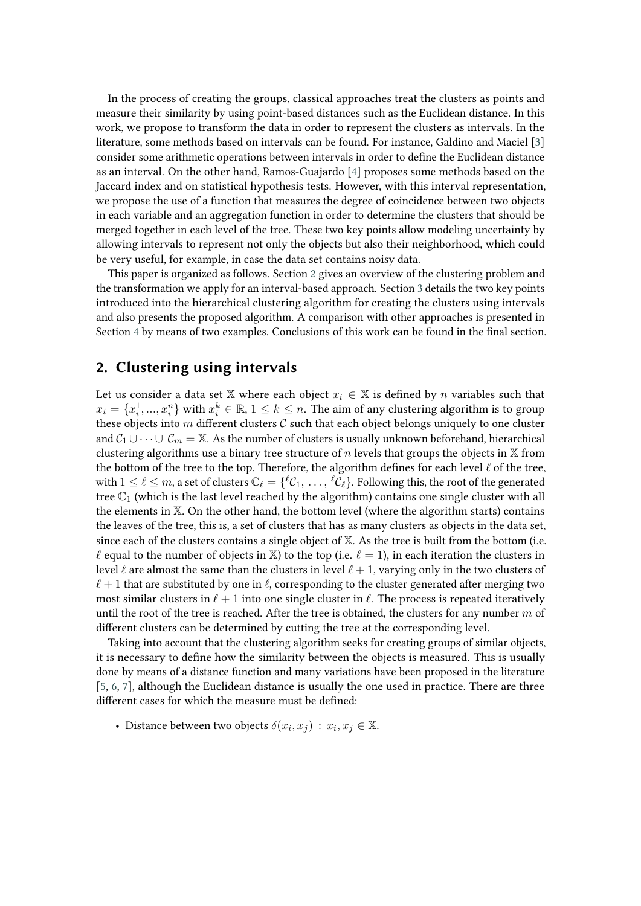In the process of creating the groups, classical approaches treat the clusters as points and measure their similarity by using point-based distances such as the Euclidean distance. In this work, we propose to transform the data in order to represent the clusters as intervals. In the literature, some methods based on intervals can be found. For instance, Galdino and Maciel [3] consider some arithmetic operations between intervals in order to define the Euclidean distance as an interval. On the other hand, Ramos-Guajardo [4] proposes some methods based on the Jaccard index and on statistical hypothesis tests. However, with this interval representation, we propose the use of a function that measures the degree of coincidence between two objects in each variable and an aggregation function in order to determine the clusters that should be merged together in each level of the tree. These two key points allow modeling uncertainty by allowing intervals to represent not only the objects but also their neighborhood, which could be very useful, for example, in case the data set contains noisy data.

This paper is organized as follows. Section 2 gives an overview of the clustering problem and the transformation we apply for an interval-based approach. Section 3 details the two key points introduced into the hierarchical clustering algorithm for creating the clusters using intervals and also presents the proposed algorithm. A comparison with other approaches is presented in Section 4 by means of two examples. Conclusions of this work can be found in the final section.

## 2. Clustering using intervals

Let us consider a data set $\mathbb{X}$ where each object $x_i \in \mathbb{X}$ is defined by $n$ variables such that $x_i = \{x_i^1, ..., x_i^n\}$ with $x_i^k \in \mathbb{R}$, $1 \leq k \leq n$. The aim of any clustering algorithm is to group these objects into $m$ different clusters $\mathcal{C}$ such that each object belongs uniquely to one cluster and $\mathcal{C}_1 \cup \cdots \cup \mathcal{C}_m = \mathbb{X}$. As the number of clusters is usually unknown beforehand, hierarchical clustering algorithms use a binary tree structure of $n$ levels that groups the objects in $\mathbb{X}$ from the bottom of the tree to the top. Therefore, the algorithm defines for each level $\ell$ of the tree, with $1 \leq \ell \leq m$, a set of clusters $\mathbb{C}_\ell = \{{}^\ell\mathcal{C}_1, \ldots, {}^\ell\mathcal{C}_\ell\}$. Following this, the root of the generated tree $\mathbb{C}_1$ (which is the last level reached by the algorithm) contains one single cluster with all the elements in $\mathbb{X}$. On the other hand, the bottom level (where the algorithm starts) contains the leaves of the tree, this is, a set of clusters that has as many clusters as objects in the data set, since each of the clusters contains a single object of $\mathbb{X}$. As the tree is built from the bottom (i.e. $\ell$ equal to the number of objects in $\mathbb{X}$) to the top (i.e. $\ell = 1$), in each iteration the clusters in level $\ell$ are almost the same than the clusters in level $\ell + 1$, varying only in the two clusters of $\ell + 1$ that are substituted by one in $\ell$, corresponding to the cluster generated after merging two most similar clusters in $\ell + 1$ into one single cluster in $\ell$. The process is repeated iteratively until the root of the tree is reached. After the tree is obtained, the clusters for any number $m$ of different clusters can be determined by cutting the tree at the corresponding level.

Taking into account that the clustering algorithm seeks for creating groups of similar objects, it is necessary to define how the similarity between the objects is measured. This is usually done by means of a distance function and many variations have been proposed in the literature [5, 6, 7], although the Euclidean distance is usually the one used in practice. There are three different cases for which the measure must be defined:

- Distance between two objects $\delta(x_i, x_j) \, : \, x_i, x_j \in \mathbb{X}$.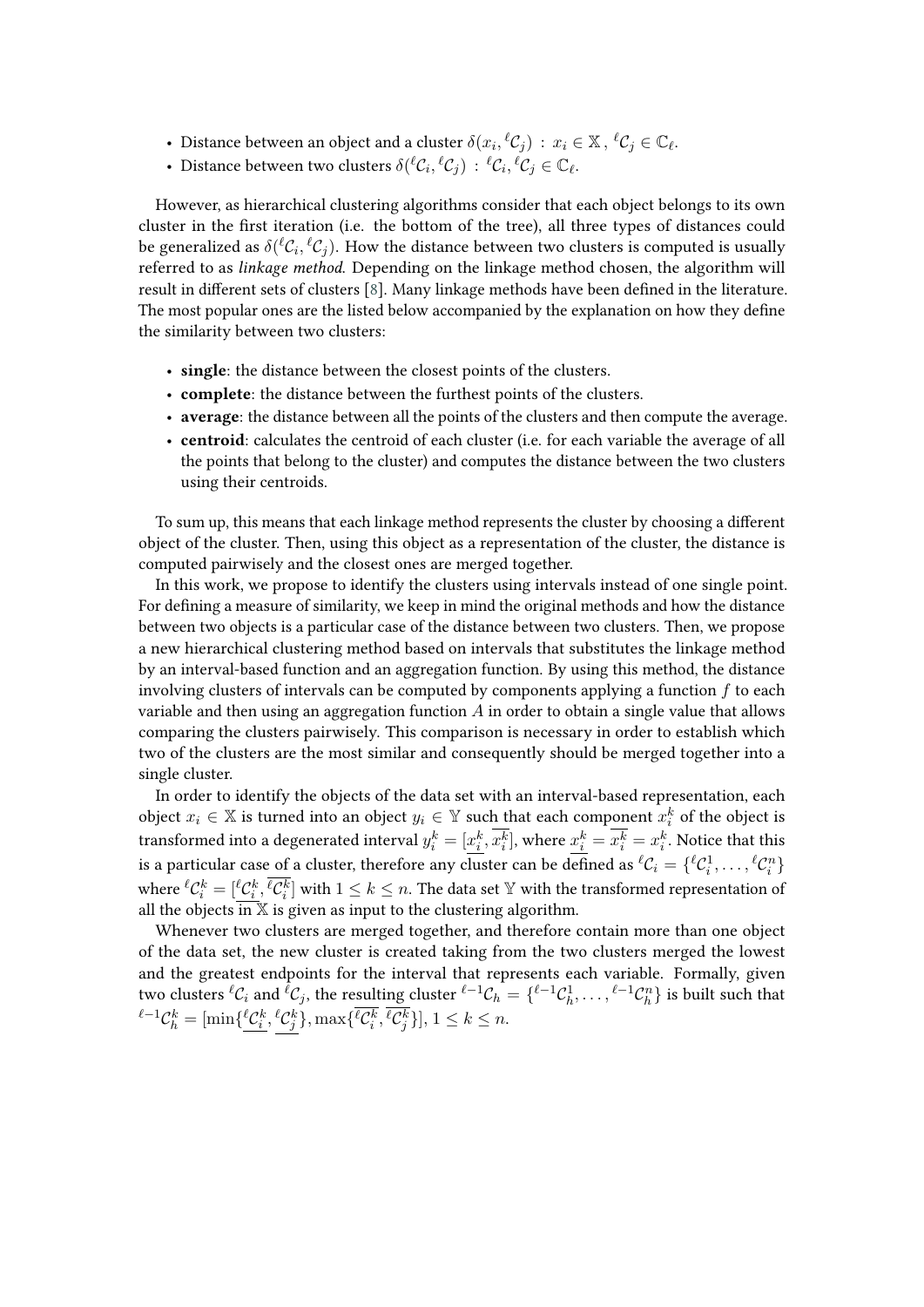- Distance between an object and a cluster $\delta(x_i, {}^{\ell}\mathcal{C}_j) \,:\, x_i \in \mathbb{X}\,,\, {}^{\ell}\mathcal{C}_j \in \mathbb{C}_{\ell}$.
- Distance between two clusters $\delta({}^{\ell}\mathcal{C}_i, {}^{\ell}\mathcal{C}_j) \,:\, {}^{\ell}\mathcal{C}_i, {}^{\ell}\mathcal{C}_j \in \mathbb{C}_{\ell}$.

However, as hierarchical clustering algorithms consider that each object belongs to its own cluster in the first iteration (i.e. the bottom of the tree), all three types of distances could be generalized as $\delta({}^{\ell}\mathcal{C}_i, {}^{\ell}\mathcal{C}_j)$. How the distance between two clusters is computed is usually referred to as *linkage method*. Depending on the linkage method chosen, the algorithm will result in different sets of clusters [8]. Many linkage methods have been defined in the literature. The most popular ones are the listed below accompanied by the explanation on how they define the similarity between two clusters:

- **single**: the distance between the closest points of the clusters.
- **complete**: the distance between the furthest points of the clusters.
- **average**: the distance between all the points of the clusters and then compute the average.
- **centroid**: calculates the centroid of each cluster (i.e. for each variable the average of all the points that belong to the cluster) and computes the distance between the two clusters using their centroids.

To sum up, this means that each linkage method represents the cluster by choosing a different object of the cluster. Then, using this object as a representation of the cluster, the distance is computed pairwisely and the closest ones are merged together.

In this work, we propose to identify the clusters using intervals instead of one single point. For defining a measure of similarity, we keep in mind the original methods and how the distance between two objects is a particular case of the distance between two clusters. Then, we propose a new hierarchical clustering method based on intervals that substitutes the linkage method by an interval-based function and an aggregation function. By using this method, the distance involving clusters of intervals can be computed by components applying a function $f$ to each variable and then using an aggregation function $A$ in order to obtain a single value that allows comparing the clusters pairwisely. This comparison is necessary in order to establish which two of the clusters are the most similar and consequently should be merged together into a single cluster.

In order to identify the objects of the data set with an interval-based representation, each object $x_i \in \mathbb{X}$ is turned into an object $y_i \in \mathbb{Y}$ such that each component $x_i^k$ of the object is transformed into a degenerated interval $y_i^k = [\underline{x_i^k}, \overline{x_i^k}]$, where $\underline{x_i^k} = \overline{x_i^k} = x_i^k$. Notice that this is a particular case of a cluster, therefore any cluster can be defined as ${}^{\ell}\mathcal{C}_i = \{{}^{\ell}\mathcal{C}_i^1, \ldots, {}^{\ell}\mathcal{C}_i^n\}$ where ${}^{\ell}\mathcal{C}_i^k = [\underline{{}^{\ell}\mathcal{C}_i^k}, \overline{{}^{\ell}\mathcal{C}_i^k}]$ with $1 \leq k \leq n$. The data set $\mathbb{Y}$ with the transformed representation of all the objects in $\mathbb{X}$ is given as input to the clustering algorithm.

Whenever two clusters are merged together, and therefore contain more than one object of the data set, the new cluster is created taking from the two clusters merged the lowest and the greatest endpoints for the interval that represents each variable. Formally, given two clusters ${}^{\ell}\mathcal{C}_i$ and ${}^{\ell}\mathcal{C}_j$, the resulting cluster ${}^{\ell-1}\mathcal{C}_h = \{{}^{\ell-1}\mathcal{C}_h^1, \ldots, {}^{\ell-1}\mathcal{C}_h^n\}$ is built such that ${}^{\ell-1}\mathcal{C}_h^k = [\min\{\underline{{}^{\ell}\mathcal{C}_i^k}, \underline{{}^{\ell}\mathcal{C}_j^k}\}, \max\{\overline{{}^{\ell}\mathcal{C}_i^k}, \overline{{}^{\ell}\mathcal{C}_j^k}\}]$, $1 \leq k \leq n$.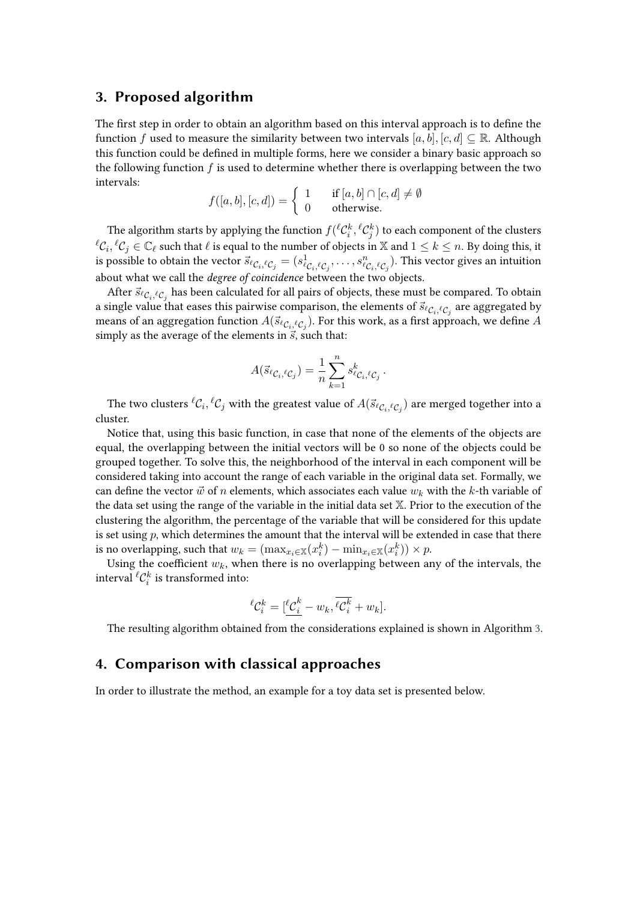## 3. Proposed algorithm

The first step in order to obtain an algorithm based on this interval approach is to define the function $f$ used to measure the similarity between two intervals $[a, b], [c, d] \subseteq \mathbb{R}$. Although this function could be defined in multiple forms, here we consider a binary basic approach so the following function $f$ is used to determine whether there is overlapping between the two intervals:

$$f([a, b], [c, d]) = \begin{cases} 1 & \text{if } [a, b] \cap [c, d] \neq \emptyset \\ 0 & \text{otherwise.} \end{cases}$$

The algorithm starts by applying the function $f({}^{\ell}\mathcal{C}_i^k, {}^{\ell}\mathcal{C}_j^k)$ to each component of the clusters ${}^{\ell}\mathcal{C}_i, {}^{\ell}\mathcal{C}_j \in \mathbb{C}_\ell$ such that $\ell$ is equal to the number of objects in $\mathbb{X}$ and $1 \leq k \leq n$. By doing this, it is possible to obtain the vector $\vec{s}_{{}^{\ell}\mathcal{C}_i, {}^{\ell}\mathcal{C}_j} = (s^1_{{}^{\ell}\mathcal{C}_i, {}^{\ell}\mathcal{C}_j}, \ldots, s^n_{{}^{\ell}\mathcal{C}_i, {}^{\ell}\mathcal{C}_j})$. This vector gives an intuition about what we call the *degree of coincidence* between the two objects.

After $\vec{s}_{{}^{\ell}\mathcal{C}_i, {}^{\ell}\mathcal{C}_j}$ has been calculated for all pairs of objects, these must be compared. To obtain a single value that eases this pairwise comparison, the elements of $\vec{s}_{{}^{\ell}\mathcal{C}_i, {}^{\ell}\mathcal{C}_j}$ are aggregated by means of an aggregation function $A(\vec{s}_{{}^{\ell}\mathcal{C}_i, {}^{\ell}\mathcal{C}_j})$. For this work, as a first approach, we define $A$ simply as the average of the elements in $\vec{s}$, such that:

$$A(\vec{s}_{{}^{\ell}\mathcal{C}_i, {}^{\ell}\mathcal{C}_j}) = \frac{1}{n} \sum_{k=1}^{n} s^k_{{}^{\ell}\mathcal{C}_i, {}^{\ell}\mathcal{C}_j}\,.$$

The two clusters ${}^{\ell}\mathcal{C}_i, {}^{\ell}\mathcal{C}_j$ with the greatest value of $A(\vec{s}_{{}^{\ell}\mathcal{C}_i, {}^{\ell}\mathcal{C}_j})$ are merged together into a cluster.

Notice that, using this basic function, in case that none of the elements of the objects are equal, the overlapping between the initial vectors will be 0 so none of the objects could be grouped together. To solve this, the neighborhood of the interval in each component will be considered taking into account the range of each variable in the original data set. Formally, we can define the vector $\vec{w}$ of $n$ elements, which associates each value $w_k$ with the $k$-th variable of the data set using the range of the variable in the initial data set $\mathbb{X}$. Prior to the execution of the clustering the algorithm, the percentage of the variable that will be considered for this update is set using $p$, which determines the amount that the interval will be extended in case that there is no overlapping, such that $w_k = (\max_{x_i \in \mathbb{X}}(x_i^k) - \min_{x_i \in \mathbb{X}}(x_i^k)) \times p$.

Using the coefficient $w_k$, when there is no overlapping between any of the intervals, the interval ${}^{\ell}\mathcal{C}_i^k$ is transformed into:

$${}^{\ell}\mathcal{C}_i^k = [\underline{{}^{\ell}\mathcal{C}_i^k} - w_k, \overline{{}^{\ell}\mathcal{C}_i^k} + w_k].$$

The resulting algorithm obtained from the considerations explained is shown in Algorithm 3.

## 4. Comparison with classical approaches

In order to illustrate the method, an example for a toy data set is presented below.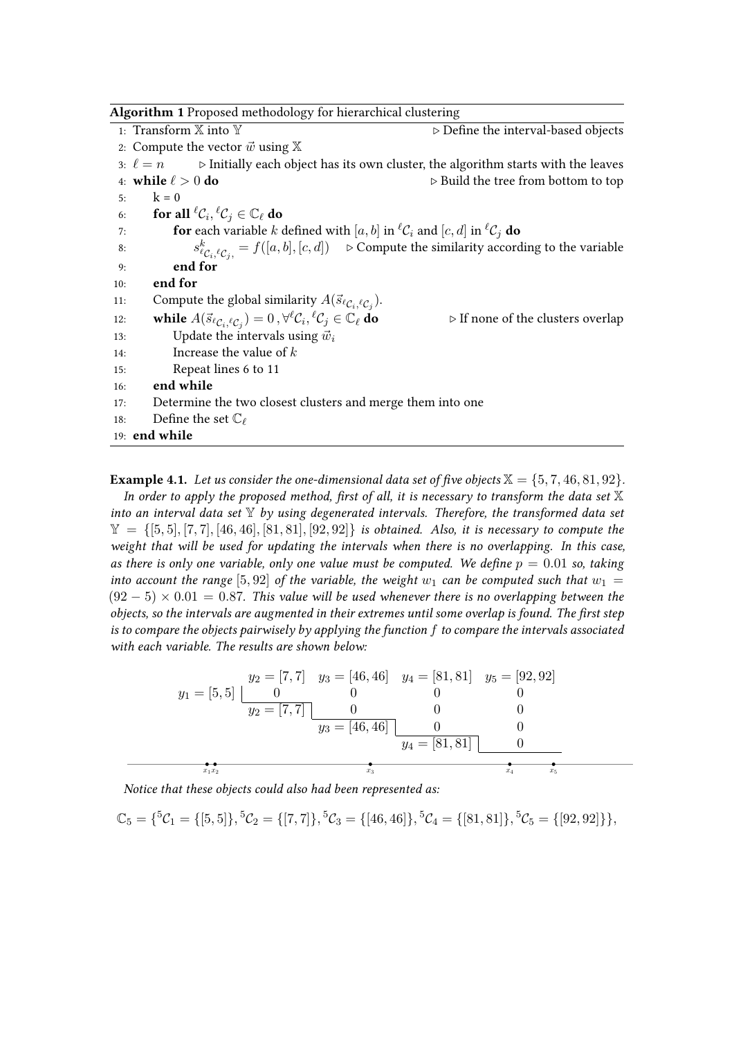**Algorithm 1** Proposed methodology for hierarchical clustering

```
1: Transform 𝕏 into 𝕐                                         ▷ Define the interval-based objects
2: Compute the vector w⃗ using 𝕏
3: ℓ = n          ▷ Initially each object has its own cluster, the algorithm starts with the leaves
4: while ℓ > 0 do                                              ▷ Build the tree from bottom to top
5:     k = 0
6:     for all ˡC_i, ˡC_j ∈ ℂ_ℓ do
7:         for each variable k defined with [a, b] in ˡC_i and [c, d] in ˡC_j do
8:             s^k_{ˡC_i, ˡC_j} = f([a, b], [c, d])   ▷ Compute the similarity according to the variable
9:         end for
10:    end for
11:    Compute the global similarity A(s⃗_{ˡC_i, ˡC_j}).
12:    while A(s⃗_{ˡC_i, ˡC_j}) = 0, ∀ˡC_i, ˡC_j ∈ ℂ_ℓ do          ▷ If none of the clusters overlap
13:        Update the intervals using w⃗_i
14:        Increase the value of k
15:        Repeat lines 6 to 11
16:    end while
17:    Determine the two closest clusters and merge them into one
18:    Define the set ℂ_ℓ
19: end while
```

**Example 4.1.** *Let us consider the one-dimensional data set of five objects* $\mathbb{X} = \{5, 7, 46, 81, 92\}$.

*In order to apply the proposed method, first of all, it is necessary to transform the data set* $\mathbb{X}$ *into an interval data set* $\mathbb{Y}$ *by using degenerated intervals. Therefore, the transformed data set* $\mathbb{Y} = \{[5, 5], [7, 7], [46, 46], [81, 81], [92, 92]\}$ *is obtained. Also, it is necessary to compute the weight that will be used for updating the intervals when there is no overlapping. In this case, as there is only one variable, only one value must be computed. We define* $p = 0.01$ *so, taking into account the range* $[5, 92]$ *of the variable, the weight* $w_1$ *can be computed such that* $w_1 = (92 - 5) \times 0.01 = 0.87$*. This value will be used whenever there is no overlapping between the objects, so the intervals are augmented in their extremes until some overlap is found. The first step is to compare the objects pairwisely by applying the function* $f$ *to compare the intervals associated with each variable. The results are shown below:*

| | $y_2 = [7, 7]$ | $y_3 = [46, 46]$ | $y_4 = [81, 81]$ | $y_5 = [92, 92]$ |
|---|---|---|---|---|
| $y_1 = [5, 5]$ | 0 | 0 | 0 | 0 |
| $y_2 = [7, 7]$ | | 0 | 0 | 0 |
| $y_3 = [46, 46]$ | | | 0 | 0 |
| $y_4 = [81, 81]$ | | | | 0 |

$x_1 x_2$ $\quad x_3 \quad x_4 \quad x_5$

*Notice that these objects could also had been represented as:*

$$\mathbb{C}_5 = \{{}^5\mathcal{C}_1 = \{[5, 5]\}, {}^5\mathcal{C}_2 = \{[7, 7]\}, {}^5\mathcal{C}_3 = \{[46, 46]\}, {}^5\mathcal{C}_4 = \{[81, 81]\}, {}^5\mathcal{C}_5 = \{[92, 92]\}\},$$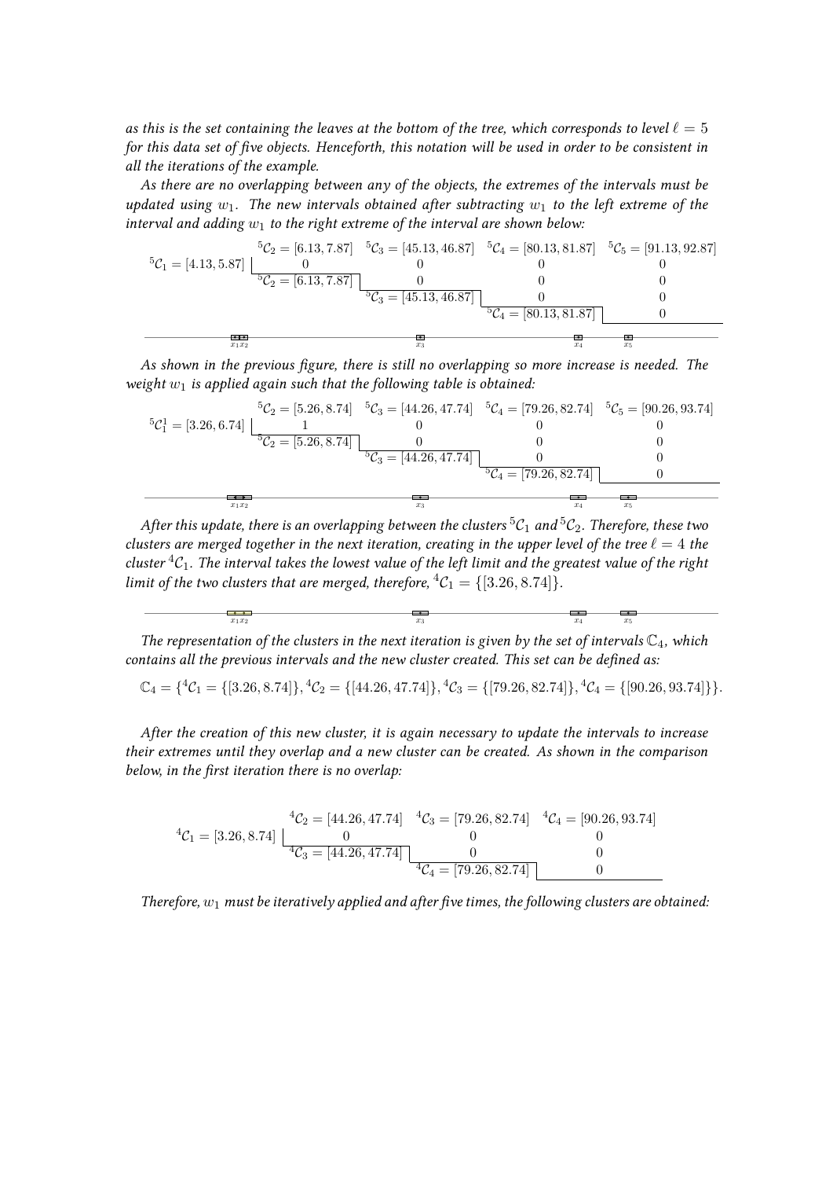*as this is the set containing the leaves at the bottom of the tree, which corresponds to level $\ell = 5$ for this data set of five objects. Henceforth, this notation will be used in order to be consistent in all the iterations of the example.*

*As there are no overlapping between any of the objects, the extremes of the intervals must be updated using $w_1$. The new intervals obtained after subtracting $w_1$ to the left extreme of the interval and adding $w_1$ to the right extreme of the interval are shown below:*

| | ${}^5\mathcal{C}_2 = [6.13, 7.87]$ | ${}^5\mathcal{C}_3 = [45.13, 46.87]$ | ${}^5\mathcal{C}_4 = [80.13, 81.87]$ | ${}^5\mathcal{C}_5 = [91.13, 92.87]$ |
|---|---|---|---|---|
| ${}^5\mathcal{C}_1 = [4.13, 5.87]$ | 0 | 0 | 0 | 0 |
| ${}^5\mathcal{C}_2 = [6.13, 7.87]$ | | 0 | 0 | 0 |
| ${}^5\mathcal{C}_3 = [45.13, 46.87]$ | | | 0 | 0 |
| ${}^5\mathcal{C}_4 = [80.13, 81.87]$ | | | | 0 |

*As shown in the previous figure, there is still no overlapping so more increase is needed. The weight $w_1$ is applied again such that the following table is obtained:*

| | ${}^5\mathcal{C}_2 = [5.26, 8.74]$ | ${}^5\mathcal{C}_3 = [44.26, 47.74]$ | ${}^5\mathcal{C}_4 = [79.26, 82.74]$ | ${}^5\mathcal{C}_5 = [90.26, 93.74]$ |
|---|---|---|---|---|
| ${}^5\mathcal{C}_1^1 = [3.26, 6.74]$ | 1 | 0 | 0 | 0 |
| ${}^5\mathcal{C}_2 = [5.26, 8.74]$ | | 0 | 0 | 0 |
| ${}^5\mathcal{C}_3 = [44.26, 47.74]$ | | | 0 | 0 |
| ${}^5\mathcal{C}_4 = [79.26, 82.74]$ | | | | 0 |

*After this update, there is an overlapping between the clusters ${}^5\mathcal{C}_1$ and ${}^5\mathcal{C}_2$. Therefore, these two clusters are merged together in the next iteration, creating in the upper level of the tree $\ell = 4$ the cluster ${}^4\mathcal{C}_1$. The interval takes the lowest value of the left limit and the greatest value of the right limit of the two clusters that are merged, therefore, ${}^4\mathcal{C}_1 = \{[3.26, 8.74]\}$.*

*The representation of the clusters in the next iteration is given by the set of intervals $\mathbb{C}_4$, which contains all the previous intervals and the new cluster created. This set can be defined as:*

$$\mathbb{C}_4 = \{{}^4\mathcal{C}_1 = \{[3.26, 8.74]\}, {}^4\mathcal{C}_2 = \{[44.26, 47.74]\}, {}^4\mathcal{C}_3 = \{[79.26, 82.74]\}, {}^4\mathcal{C}_4 = \{[90.26, 93.74]\}\}.$$

*After the creation of this new cluster, it is again necessary to update the intervals to increase their extremes until they overlap and a new cluster can be created. As shown in the comparison below, in the first iteration there is no overlap:*

| | ${}^4\mathcal{C}_2 = [44.26, 47.74]$ | ${}^4\mathcal{C}_3 = [79.26, 82.74]$ | ${}^4\mathcal{C}_4 = [90.26, 93.74]$ |
|---|---|---|---|
| ${}^4\mathcal{C}_1 = [3.26, 8.74]$ | 0 | 0 | 0 |
| ${}^4\mathcal{C}_3 = [44.26, 47.74]$ | | 0 | 0 |
| ${}^4\mathcal{C}_4 = [79.26, 82.74]$ | | | 0 |

*Therefore, $w_1$ must be iteratively applied and after five times, the following clusters are obtained:*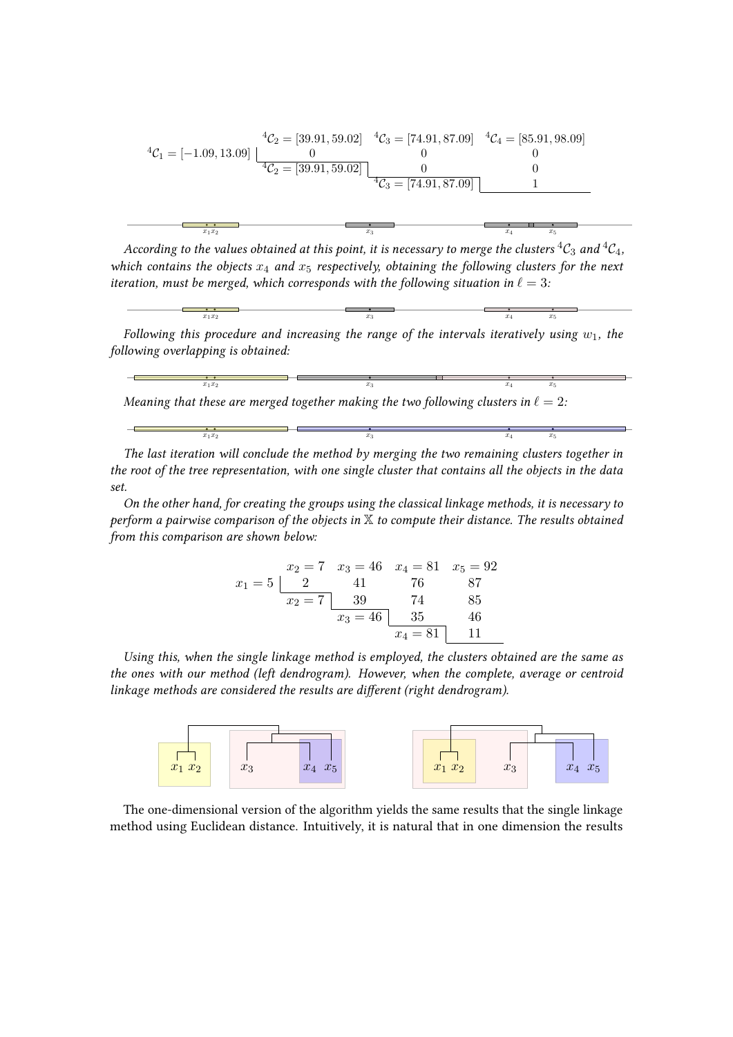|  | ${}^4\mathcal{C}_2 = [39.91, 59.02]$ | ${}^4\mathcal{C}_3 = [74.91, 87.09]$ | ${}^4\mathcal{C}_4 = [85.91, 98.09]$ |
|---|---|---|---|
| ${}^4\mathcal{C}_1 = [-1.09, 13.09]$ | 0 | 0 | 0 |
| ${}^4\mathcal{C}_2 = [39.91, 59.02]$ |  | 0 | 0 |
| ${}^4\mathcal{C}_3 = [74.91, 87.09]$ |  |  | 1 |

*According to the values obtained at this point, it is necessary to merge the clusters ${}^4\mathcal{C}_3$ and ${}^4\mathcal{C}_4$, which contains the objects $x_4$ and $x_5$ respectively, obtaining the following clusters for the next iteration, must be merged, which corresponds with the following situation in $\ell = 3$:*

*Following this procedure and increasing the range of the intervals iteratively using $w_1$, the following overlapping is obtained:*

*Meaning that these are merged together making the two following clusters in $\ell = 2$:*

*The last iteration will conclude the method by merging the two remaining clusters together in the root of the tree representation, with one single cluster that contains all the objects in the data set.*

*On the other hand, for creating the groups using the classical linkage methods, it is necessary to perform a pairwise comparison of the objects in $\mathbb{X}$ to compute their distance. The results obtained from this comparison are shown below:*

|  | $x_2 = 7$ | $x_3 = 46$ | $x_4 = 81$ | $x_5 = 92$ |
|---|---|---|---|---|
| $x_1 = 5$ | 2 | 41 | 76 | 87 |
| $x_2 = 7$ |  | 39 | 74 | 85 |
| $x_3 = 46$ |  |  | 35 | 46 |
| $x_4 = 81$ |  |  |  | 11 |

*Using this, when the single linkage method is employed, the clusters obtained are the same as the ones with our method (left dendrogram). However, when the complete, average or centroid linkage methods are considered the results are different (right dendrogram).*

The one-dimensional version of the algorithm yields the same results that the single linkage method using Euclidean distance. Intuitively, it is natural that in one dimension the results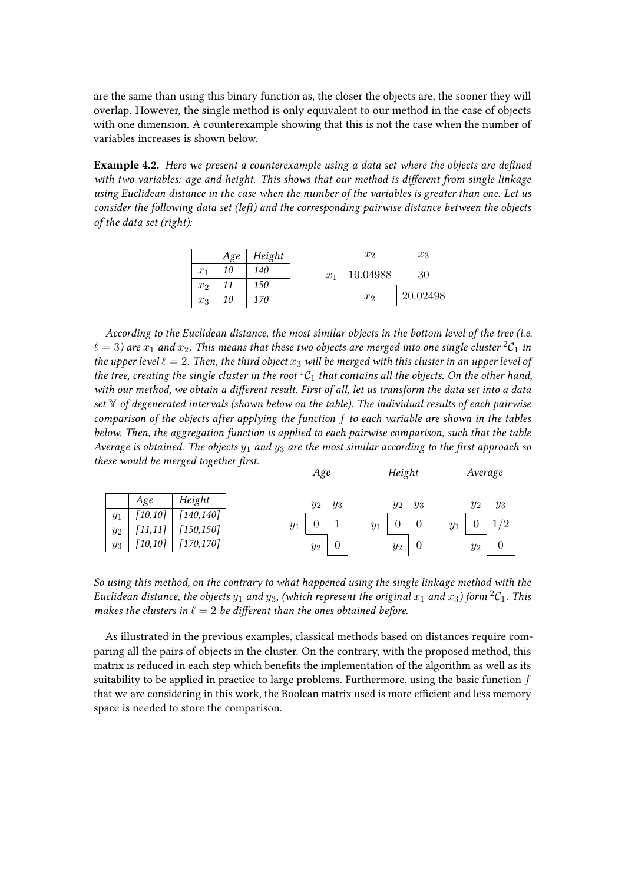are the same than using this binary function as, the closer the objects are, the sooner they will overlap. However, the single method is only equivalent to our method in the case of objects with one dimension. A counterexample showing that this is not the case when the number of variables increases is shown below.

**Example 4.2.** *Here we present a counterexample using a data set where the objects are defined with two variables: age and height. This shows that our method is different from single linkage using Euclidean distance in the case when the number of the variables is greater than one. Let us consider the following data set (left) and the corresponding pairwise distance between the objects of the data set (right):*

| | *Age* | *Height* |
|---|---|---|
| $x_1$ | *10* | *140* |
| $x_2$ | *11* | *150* |
| $x_3$ | *10* | *170* |

| | $x_2$ | $x_3$ |
|---|---|---|
| $x_1$ | 10.04988 | 30 |
| $x_2$ | | 20.02498 |

*According to the Euclidean distance, the most similar objects in the bottom level of the tree (i.e. $\ell = 3$) are $x_1$ and $x_2$. This means that these two objects are merged into one single cluster ${}^2\mathcal{C}_1$ in the upper level $\ell = 2$. Then, the third object $x_3$ will be merged with this cluster in an upper level of the tree, creating the single cluster in the root ${}^1\mathcal{C}_1$ that contains all the objects. On the other hand, with our method, we obtain a different result. First of all, let us transform the data set into a data set $\mathbb{Y}$ of degenerated intervals (shown below on the table). The individual results of each pairwise comparison of the objects after applying the function $f$ to each variable are shown in the tables below. Then, the aggregation function is applied to each pairwise comparison, such that the table Average is obtained. The objects $y_1$ and $y_3$ are the most similar according to the first approach so these would be merged together first.*

| | *Age* | *Height* |
|---|---|---|
| $y_1$ | *[10,10]* | *[140,140]* |
| $y_2$ | *[11,11]* | *[150,150]* |
| $y_3$ | *[10,10]* | *[170,170]* |

*Age*

| | $y_2$ | $y_3$ |
|---|---|---|
| $y_1$ | 0 | 1 |
| $y_2$ | | 0 |

*Height*

| | $y_2$ | $y_3$ |
|---|---|---|
| $y_1$ | 0 | 0 |
| $y_2$ | | 0 |

*Average*

| | $y_2$ | $y_3$ |
|---|---|---|
| $y_1$ | 0 | $1/2$ |
| $y_2$ | | 0 |

*So using this method, on the contrary to what happened using the single linkage method with the Euclidean distance, the objects $y_1$ and $y_3$, (which represent the original $x_1$ and $x_3$) form ${}^2\mathcal{C}_1$. This makes the clusters in $\ell = 2$ be different than the ones obtained before.*

As illustrated in the previous examples, classical methods based on distances require comparing all the pairs of objects in the cluster. On the contrary, with the proposed method, this matrix is reduced in each step which benefits the implementation of the algorithm as well as its suitability to be applied in practice to large problems. Furthermore, using the basic function $f$ that we are considering in this work, the Boolean matrix used is more efficient and less memory space is needed to store the comparison.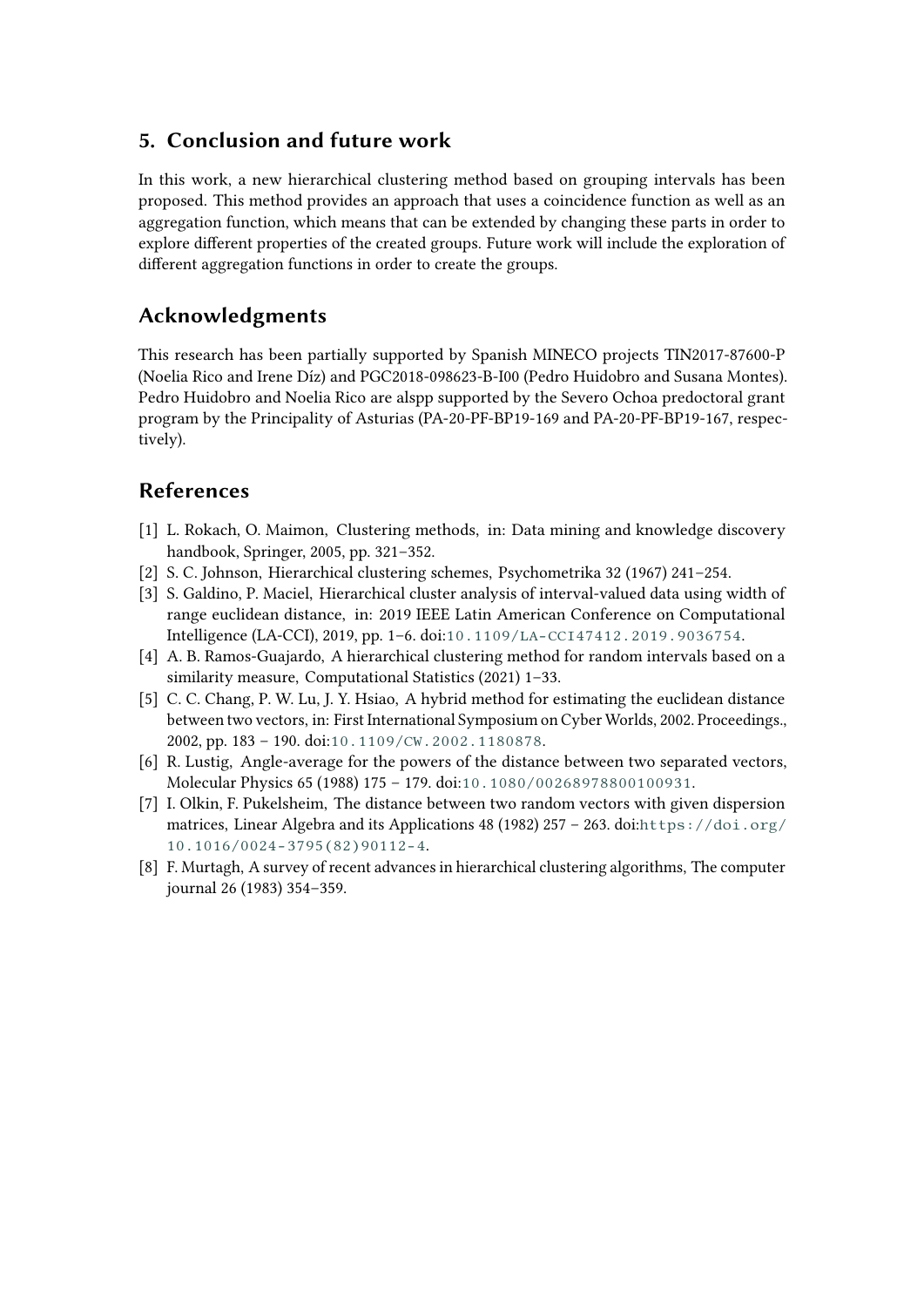## 5. Conclusion and future work

In this work, a new hierarchical clustering method based on grouping intervals has been proposed. This method provides an approach that uses a coincidence function as well as an aggregation function, which means that can be extended by changing these parts in order to explore different properties of the created groups. Future work will include the exploration of different aggregation functions in order to create the groups.

## Acknowledgments

This research has been partially supported by Spanish MINECO projects TIN2017-87600-P (Noelia Rico and Irene Díz) and PGC2018-098623-B-I00 (Pedro Huidobro and Susana Montes). Pedro Huidobro and Noelia Rico are alspp supported by the Severo Ochoa predoctoral grant program by the Principality of Asturias (PA-20-PF-BP19-169 and PA-20-PF-BP19-167, respectively).

## References

[1] L. Rokach, O. Maimon, Clustering methods, in: Data mining and knowledge discovery handbook, Springer, 2005, pp. 321–352.

[2] S. C. Johnson, Hierarchical clustering schemes, Psychometrika 32 (1967) 241–254.

[3] S. Galdino, P. Maciel, Hierarchical cluster analysis of interval-valued data using width of range euclidean distance, in: 2019 IEEE Latin American Conference on Computational Intelligence (LA-CCI), 2019, pp. 1–6. doi:10.1109/LA-CCI47412.2019.9036754.

[4] A. B. Ramos-Guajardo, A hierarchical clustering method for random intervals based on a similarity measure, Computational Statistics (2021) 1–33.

[5] C. C. Chang, P. W. Lu, J. Y. Hsiao, A hybrid method for estimating the euclidean distance between two vectors, in: First International Symposium on Cyber Worlds, 2002. Proceedings., 2002, pp. 183 – 190. doi:10.1109/CW.2002.1180878.

[6] R. Lustig, Angle-average for the powers of the distance between two separated vectors, Molecular Physics 65 (1988) 175 – 179. doi:10.1080/00268978800100931.

[7] I. Olkin, F. Pukelsheim, The distance between two random vectors with given dispersion matrices, Linear Algebra and its Applications 48 (1982) 257 – 263. doi:https://doi.org/10.1016/0024-3795(82)90112-4.

[8] F. Murtagh, A survey of recent advances in hierarchical clustering algorithms, The computer journal 26 (1983) 354–359.